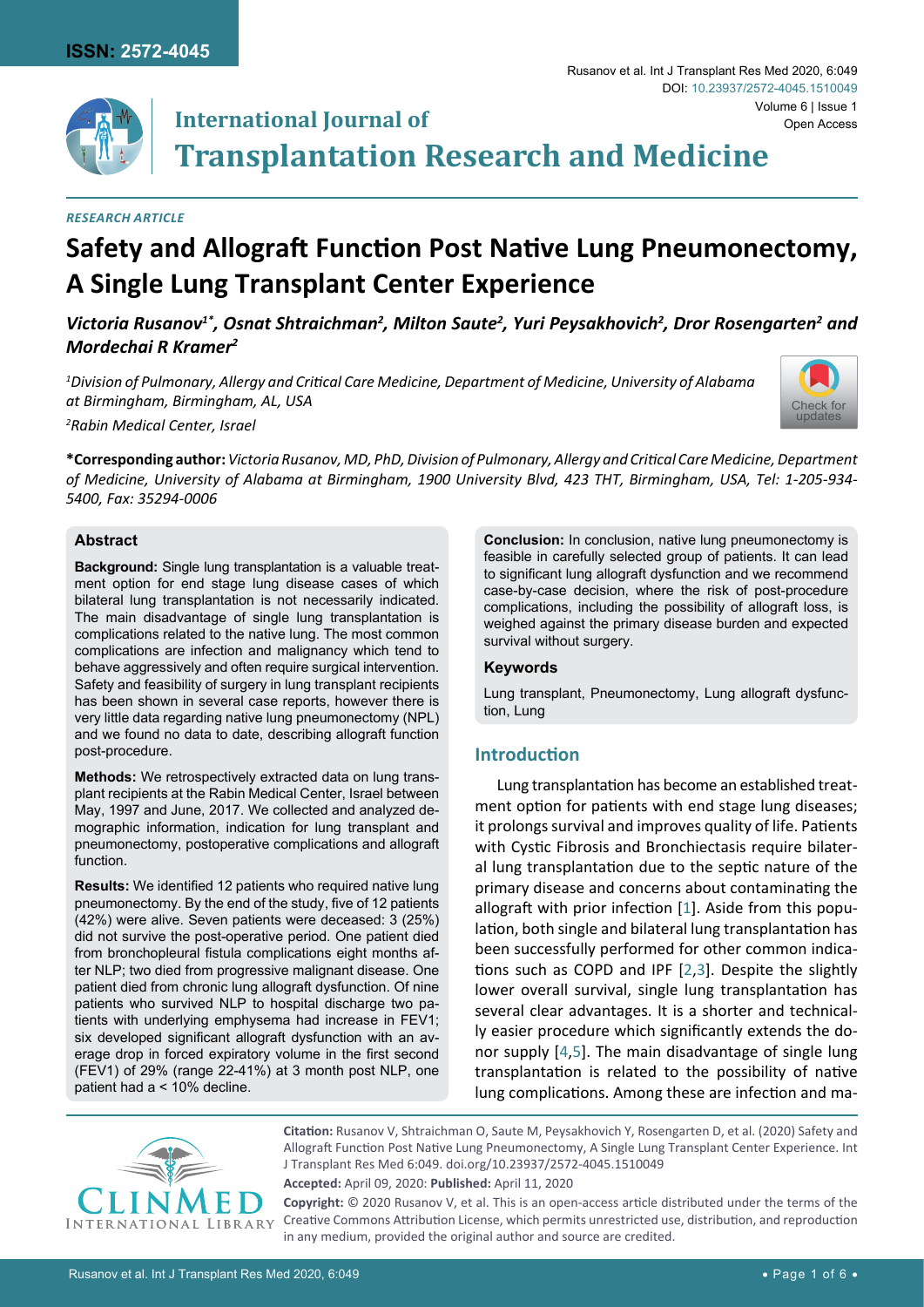ISSN: 2572-4045

Rusanov et al. Int J Transplant Res Med 2020, 6:049

DOI: 10.23937/2572-4045.1510049

Volume 6 | Issue 1

Open Access

# International Journal of Transplantation Research and Medicine

*RESEARCH ARTICLE*

# Safety and Allograft Function Post Native Lung Pneumonectomy, A Single Lung Transplant Center Experience

***Victoria Rusanov[1*], Osnat Shtraichman[2], Milton Saute[2], Yuri Peysakhovich[2], Dror Rosengarten[2] and Mordechai R Kramer[2]***

*[1]Division of Pulmonary, Allergy and Critical Care Medicine, Department of Medicine, University of Alabama at Birmingham, Birmingham, AL, USA*

*[2]Rabin Medical Center, Israel*

**\*Corresponding author:** *Victoria Rusanov, MD, PhD, Division of Pulmonary, Allergy and Critical Care Medicine, Department of Medicine, University of Alabama at Birmingham, 1900 University Blvd, 423 THT, Birmingham, USA, Tel: 1-205-934-5400, Fax: 35294-0006*

## Abstract

**Background:** Single lung transplantation is a valuable treatment option for end stage lung disease cases of which bilateral lung transplantation is not necessarily indicated. The main disadvantage of single lung transplantation is complications related to the native lung. The most common complications are infection and malignancy which tend to behave aggressively and often require surgical intervention. Safety and feasibility of surgery in lung transplant recipients has been shown in several case reports, however there is very little data regarding native lung pneumonectomy (NPL) and we found no data to date, describing allograft function post-procedure.

**Methods:** We retrospectively extracted data on lung transplant recipients at the Rabin Medical Center, Israel between May, 1997 and June, 2017. We collected and analyzed demographic information, indication for lung transplant and pneumonectomy, postoperative complications and allograft function.

**Results:** We identified 12 patients who required native lung pneumonectomy. By the end of the study, five of 12 patients (42%) were alive. Seven patients were deceased: 3 (25%) did not survive the post-operative period. One patient died from bronchopleural fistula complications eight months after NLP; two died from progressive malignant disease. One patient died from chronic lung allograft dysfunction. Of nine patients who survived NLP to hospital discharge two patients with underlying emphysema had increase in FEV1; six developed significant allograft dysfunction with an average drop in forced expiratory volume in the first second (FEV1) of 29% (range 22-41%) at 3 month post NLP, one patient had a < 10% decline.

**Conclusion:** In conclusion, native lung pneumonectomy is feasible in carefully selected group of patients. It can lead to significant lung allograft dysfunction and we recommend case-by-case decision, where the risk of post-procedure complications, including the possibility of allograft loss, is weighed against the primary disease burden and expected survival without surgery.

### Keywords

Lung transplant, Pneumonectomy, Lung allograft dysfunction, Lung

## Introduction

Lung transplantation has become an established treatment option for patients with end stage lung diseases; it prolongs survival and improves quality of life. Patients with Cystic Fibrosis and Bronchiectasis require bilateral lung transplantation due to the septic nature of the primary disease and concerns about contaminating the allograft with prior infection [1]. Aside from this population, both single and bilateral lung transplantation has been successfully performed for other common indications such as COPD and IPF [2,3]. Despite the slightly lower overall survival, single lung transplantation has several clear advantages. It is a shorter and technically easier procedure which significantly extends the donor supply [4,5]. The main disadvantage of single lung transplantation is related to the possibility of native lung complications. Among these are infection and ma-

**Citation:** Rusanov V, Shtraichman O, Saute M, Peysakhovich Y, Rosengarten D, et al. (2020) Safety and Allograft Function Post Native Lung Pneumonectomy, A Single Lung Transplant Center Experience. Int J Transplant Res Med 6:049. doi.org/10.23937/2572-4045.1510049

**Accepted:** April 09, 2020: **Published:** April 11, 2020

**Copyright:** © 2020 Rusanov V, et al. This is an open-access article distributed under the terms of the Creative Commons Attribution License, which permits unrestricted use, distribution, and reproduction in any medium, provided the original author and source are credited.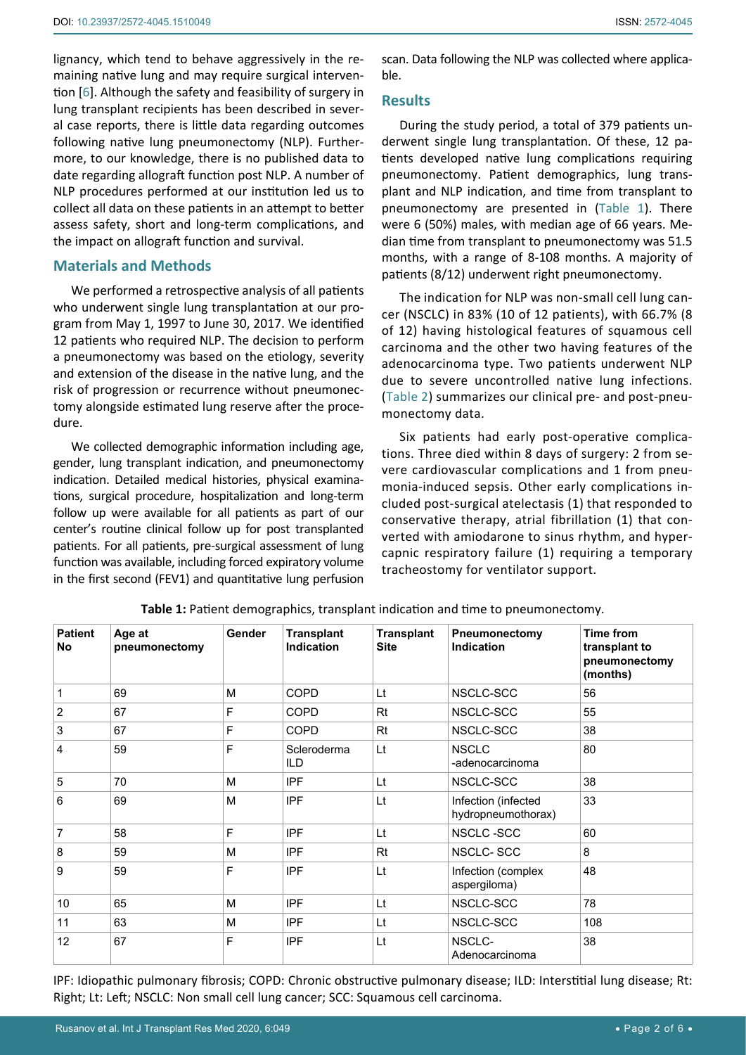lignancy, which tend to behave aggressively in the remaining native lung and may require surgical intervention [6]. Although the safety and feasibility of surgery in lung transplant recipients has been described in several case reports, there is little data regarding outcomes following native lung pneumonectomy (NLP). Furthermore, to our knowledge, there is no published data to date regarding allograft function post NLP. A number of NLP procedures performed at our institution led us to collect all data on these patients in an attempt to better assess safety, short and long-term complications, and the impact on allograft function and survival.

## Materials and Methods

We performed a retrospective analysis of all patients who underwent single lung transplantation at our program from May 1, 1997 to June 30, 2017. We identified 12 patients who required NLP. The decision to perform a pneumonectomy was based on the etiology, severity and extension of the disease in the native lung, and the risk of progression or recurrence without pneumonectomy alongside estimated lung reserve after the procedure.

We collected demographic information including age, gender, lung transplant indication, and pneumonectomy indication. Detailed medical histories, physical examinations, surgical procedure, hospitalization and long-term follow up were available for all patients as part of our center's routine clinical follow up for post transplanted patients. For all patients, pre-surgical assessment of lung function was available, including forced expiratory volume in the first second (FEV1) and quantitative lung perfusion scan. Data following the NLP was collected where applicable.

## Results

During the study period, a total of 379 patients underwent single lung transplantation. Of these, 12 patients developed native lung complications requiring pneumonectomy. Patient demographics, lung transplant and NLP indication, and time from transplant to pneumonectomy are presented in (Table 1). There were 6 (50%) males, with median age of 66 years. Median time from transplant to pneumonectomy was 51.5 months, with a range of 8-108 months. A majority of patients (8/12) underwent right pneumonectomy.

The indication for NLP was non-small cell lung cancer (NSCLC) in 83% (10 of 12 patients), with 66.7% (8 of 12) having histological features of squamous cell carcinoma and the other two having features of the adenocarcinoma type. Two patients underwent NLP due to severe uncontrolled native lung infections. (Table 2) summarizes our clinical pre- and post-pneumonectomy data.

Six patients had early post-operative complications. Three died within 8 days of surgery: 2 from severe cardiovascular complications and 1 from pneumonia-induced sepsis. Other early complications included post-surgical atelectasis (1) that responded to conservative therapy, atrial fibrillation (1) that converted with amiodarone to sinus rhythm, and hypercapnic respiratory failure (1) requiring a temporary tracheostomy for ventilator support.

**Table 1:** Patient demographics, transplant indication and time to pneumonectomy.

| Patient No | Age at pneumonectomy | Gender | Transplant Indication | Transplant Site | Pneumonectomy Indication | Time from transplant to pneumonectomy (months) |
|---|---|---|---|---|---|---|
| 1 | 69 | M | COPD | Lt | NSCLC-SCC | 56 |
| 2 | 67 | F | COPD | Rt | NSCLC-SCC | 55 |
| 3 | 67 | F | COPD | Rt | NSCLC-SCC | 38 |
| 4 | 59 | F | Scleroderma ILD | Lt | NSCLC -adenocarcinoma | 80 |
| 5 | 70 | M | IPF | Lt | NSCLC-SCC | 38 |
| 6 | 69 | M | IPF | Lt | Infection (infected hydropneumothorax) | 33 |
| 7 | 58 | F | IPF | Lt | NSCLC -SCC | 60 |
| 8 | 59 | M | IPF | Rt | NSCLC- SCC | 8 |
| 9 | 59 | F | IPF | Lt | Infection (complex aspergiloma) | 48 |
| 10 | 65 | M | IPF | Lt | NSCLC-SCC | 78 |
| 11 | 63 | M | IPF | Lt | NSCLC-SCC | 108 |
| 12 | 67 | F | IPF | Lt | NSCLC- Adenocarcinoma | 38 |

IPF: Idiopathic pulmonary fibrosis; COPD: Chronic obstructive pulmonary disease; ILD: Interstitial lung disease; Rt: Right; Lt: Left; NSCLC: Non small cell lung cancer; SCC: Squamous cell carcinoma.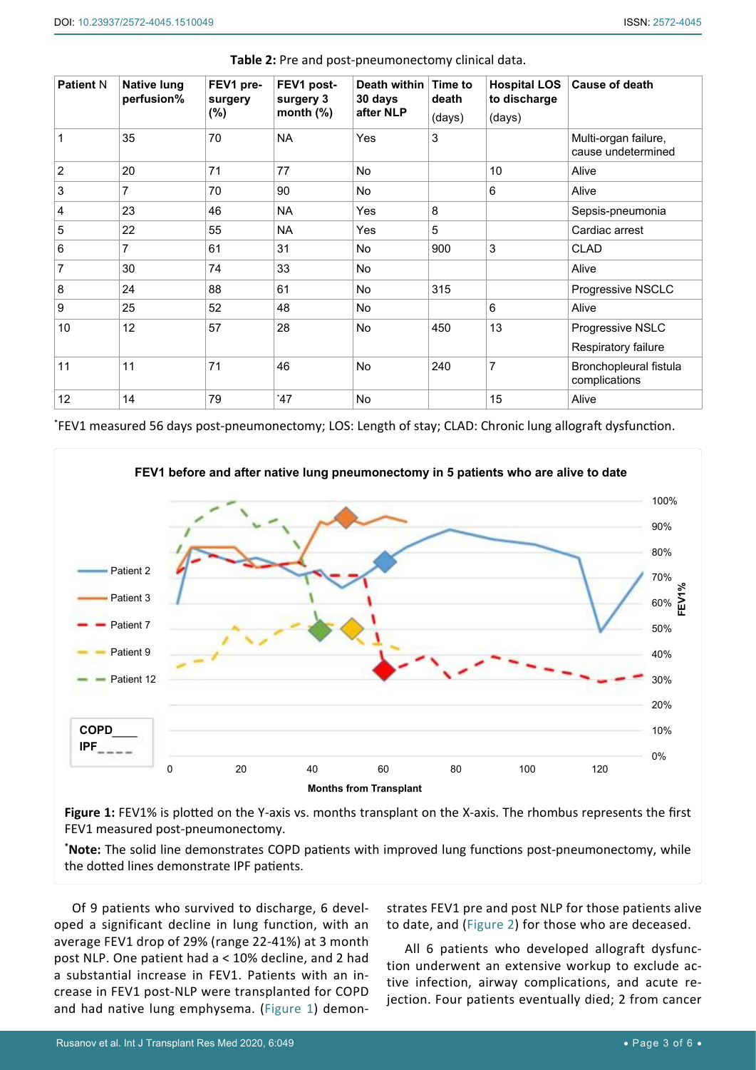**Table 2:** Pre and post-pneumonectomy clinical data.

| Patient N | Native lung perfusion% | FEV1 pre-surgery (%) | FEV1 post-surgery 3 month (%) | Death within 30 days after NLP | Time to death (days) | Hospital LOS to discharge (days) | Cause of death |
|---|---|---|---|---|---|---|---|
| 1 | 35 | 70 | NA | Yes | 3 | | Multi-organ failure, cause undetermined |
| 2 | 20 | 71 | 77 | No | | 10 | Alive |
| 3 | 7 | 70 | 90 | No | | 6 | Alive |
| 4 | 23 | 46 | NA | Yes | 8 | | Sepsis-pneumonia |
| 5 | 22 | 55 | NA | Yes | 5 | | Cardiac arrest |
| 6 | 7 | 61 | 31 | No | 900 | 3 | CLAD |
| 7 | 30 | 74 | 33 | No | | | Alive |
| 8 | 24 | 88 | 61 | No | 315 | | Progressive NSCLC |
| 9 | 25 | 52 | 48 | No | | 6 | Alive |
| 10 | 12 | 57 | 28 | No | 450 | 13 | Progressive NSLC Respiratory failure |
| 11 | 11 | 71 | 46 | No | 240 | 7 | Bronchopleural fistula complications |
| 12 | 14 | 79 | *47 | No | | 15 | Alive |

*FEV1 measured 56 days post-pneumonectomy; LOS: Length of stay; CLAD: Chronic lung allograft dysfunction.

**Figure 1:** FEV1% is plotted on the Y-axis vs. months transplant on the X-axis. The rhombus represents the first FEV1 measured post-pneumonectomy.

***Note:** The solid line demonstrates COPD patients with improved lung functions post-pneumonectomy, while the dotted lines demonstrate IPF patients.

Of 9 patients who survived to discharge, 6 developed a significant decline in lung function, with an average FEV1 drop of 29% (range 22-41%) at 3 month post NLP. One patient had a < 10% decline, and 2 had a substantial increase in FEV1. Patients with an increase in FEV1 post-NLP were transplanted for COPD and had native lung emphysema. (Figure 1) demonstrates FEV1 pre and post NLP for those patients alive to date, and (Figure 2) for those who are deceased.

All 6 patients who developed allograft dysfunction underwent an extensive workup to exclude active infection, airway complications, and acute rejection. Four patients eventually died; 2 from cancer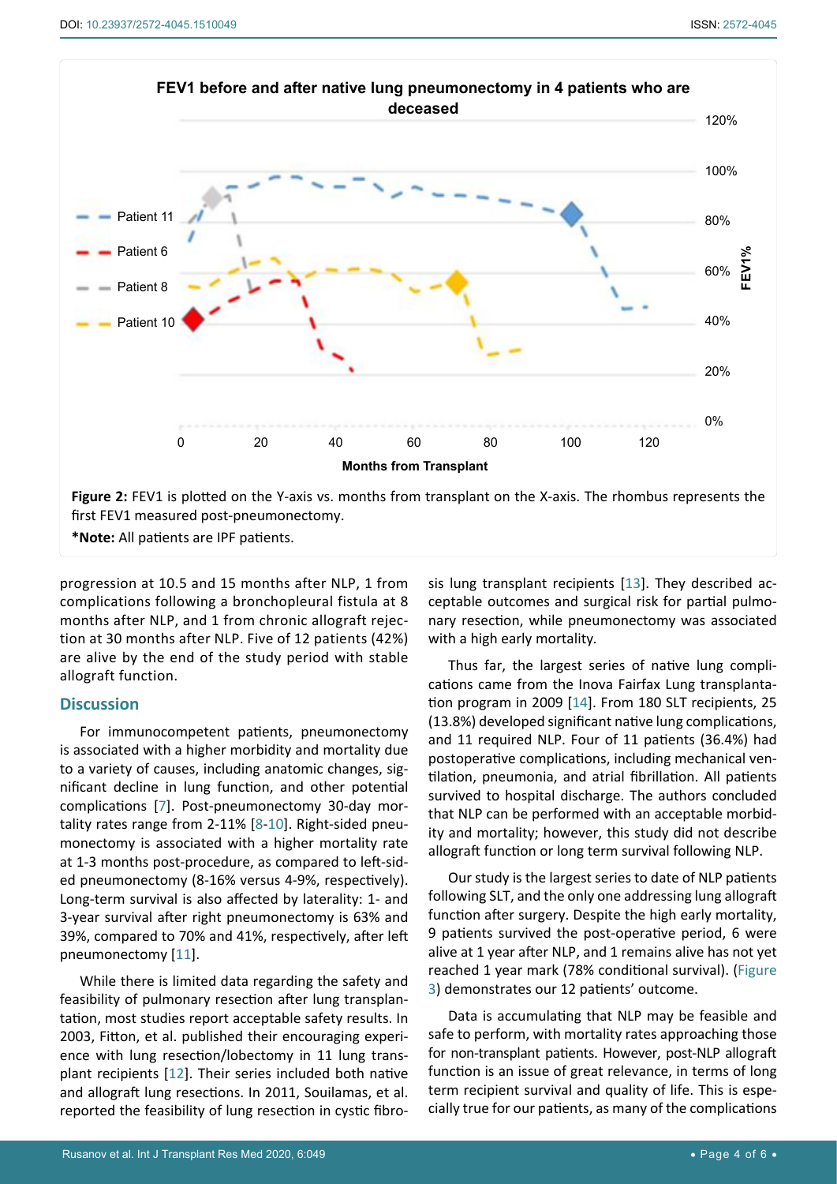**Figure 2:** FEV1 is plotted on the Y-axis vs. months from transplant on the X-axis. The rhombus represents the first FEV1 measured post-pneumonectomy.

***Note:** All patients are IPF patients.

progression at 10.5 and 15 months after NLP, 1 from complications following a bronchopleural fistula at 8 months after NLP, and 1 from chronic allograft rejection at 30 months after NLP. Five of 12 patients (42%) are alive by the end of the study period with stable allograft function.

## Discussion

For immunocompetent patients, pneumonectomy is associated with a higher morbidity and mortality due to a variety of causes, including anatomic changes, significant decline in lung function, and other potential complications [7]. Post-pneumonectomy 30-day mortality rates range from 2-11% [8-10]. Right-sided pneumonectomy is associated with a higher mortality rate at 1-3 months post-procedure, as compared to left-sided pneumonectomy (8-16% versus 4-9%, respectively). Long-term survival is also affected by laterality: 1- and 3-year survival after right pneumonectomy is 63% and 39%, compared to 70% and 41%, respectively, after left pneumonectomy [11].

While there is limited data regarding the safety and feasibility of pulmonary resection after lung transplantation, most studies report acceptable safety results. In 2003, Fitton, et al. published their encouraging experience with lung resection/lobectomy in 11 lung transplant recipients [12]. Their series included both native and allograft lung resections. In 2011, Souilamas, et al. reported the feasibility of lung resection in cystic fibrosis lung transplant recipients [13]. They described acceptable outcomes and surgical risk for partial pulmonary resection, while pneumonectomy was associated with a high early mortality.

Thus far, the largest series of native lung complications came from the Inova Fairfax Lung transplantation program in 2009 [14]. From 180 SLT recipients, 25 (13.8%) developed significant native lung complications, and 11 required NLP. Four of 11 patients (36.4%) had postoperative complications, including mechanical ventilation, pneumonia, and atrial fibrillation. All patients survived to hospital discharge. The authors concluded that NLP can be performed with an acceptable morbidity and mortality; however, this study did not describe allograft function or long term survival following NLP.

Our study is the largest series to date of NLP patients following SLT, and the only one addressing lung allograft function after surgery. Despite the high early mortality, 9 patients survived the post-operative period, 6 were alive at 1 year after NLP, and 1 remains alive has not yet reached 1 year mark (78% conditional survival). (Figure 3) demonstrates our 12 patients' outcome.

Data is accumulating that NLP may be feasible and safe to perform, with mortality rates approaching those for non-transplant patients. However, post-NLP allograft function is an issue of great relevance, in terms of long term recipient survival and quality of life. This is especially true for our patients, as many of the complications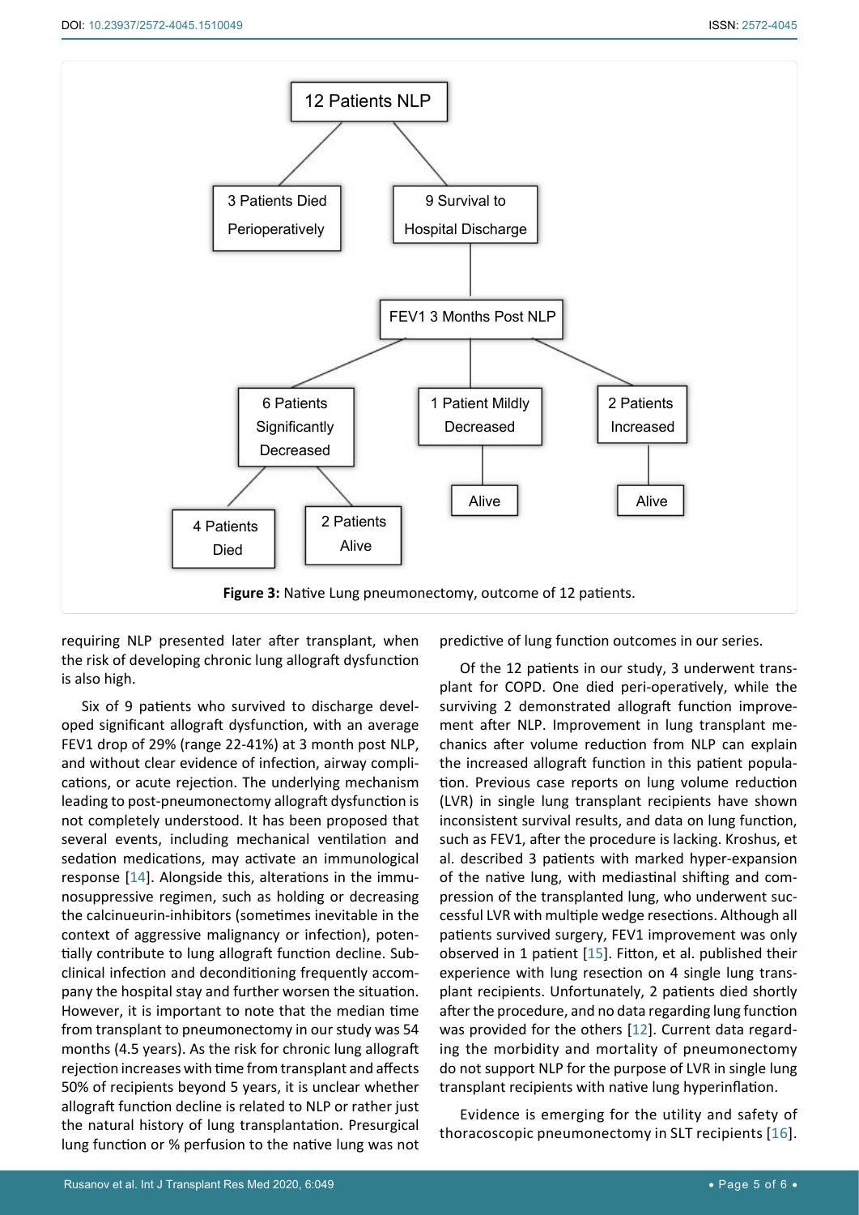12 Patients NLP

3 Patients Died Perioperatively

9 Survival to Hospital Discharge

FEV1 3 Months Post NLP

6 Patients Significantly Decreased

1 Patient Mildly Decreased

2 Patients Increased

4 Patients Died

2 Patients Alive

Alive

Alive

**Figure 3:** Native Lung pneumonectomy, outcome of 12 patients.

requiring NLP presented later after transplant, when the risk of developing chronic lung allograft dysfunction is also high.

Six of 9 patients who survived to discharge developed significant allograft dysfunction, with an average FEV1 drop of 29% (range 22-41%) at 3 month post NLP, and without clear evidence of infection, airway complications, or acute rejection. The underlying mechanism leading to post-pneumonectomy allograft dysfunction is not completely understood. It has been proposed that several events, including mechanical ventilation and sedation medications, may activate an immunological response [14]. Alongside this, alterations in the immunosuppressive regimen, such as holding or decreasing the calcinueurin-inhibitors (sometimes inevitable in the context of aggressive malignancy or infection), potentially contribute to lung allograft function decline. Subclinical infection and deconditioning frequently accompany the hospital stay and further worsen the situation. However, it is important to note that the median time from transplant to pneumonectomy in our study was 54 months (4.5 years). As the risk for chronic lung allograft rejection increases with time from transplant and affects 50% of recipients beyond 5 years, it is unclear whether allograft function decline is related to NLP or rather just the natural history of lung transplantation. Presurgical lung function or % perfusion to the native lung was not predictive of lung function outcomes in our series.

Of the 12 patients in our study, 3 underwent transplant for COPD. One died peri-operatively, while the surviving 2 demonstrated allograft function improvement after NLP. Improvement in lung transplant mechanics after volume reduction from NLP can explain the increased allograft function in this patient population. Previous case reports on lung volume reduction (LVR) in single lung transplant recipients have shown inconsistent survival results, and data on lung function, such as FEV1, after the procedure is lacking. Kroshus, et al. described 3 patients with marked hyper-expansion of the native lung, with mediastinal shifting and compression of the transplanted lung, who underwent successful LVR with multiple wedge resections. Although all patients survived surgery, FEV1 improvement was only observed in 1 patient [15]. Fitton, et al. published their experience with lung resection on 4 single lung transplant recipients. Unfortunately, 2 patients died shortly after the procedure, and no data regarding lung function was provided for the others [12]. Current data regarding the morbidity and mortality of pneumonectomy do not support NLP for the purpose of LVR in single lung transplant recipients with native lung hyperinflation.

Evidence is emerging for the utility and safety of thoracoscopic pneumonectomy in SLT recipients [16].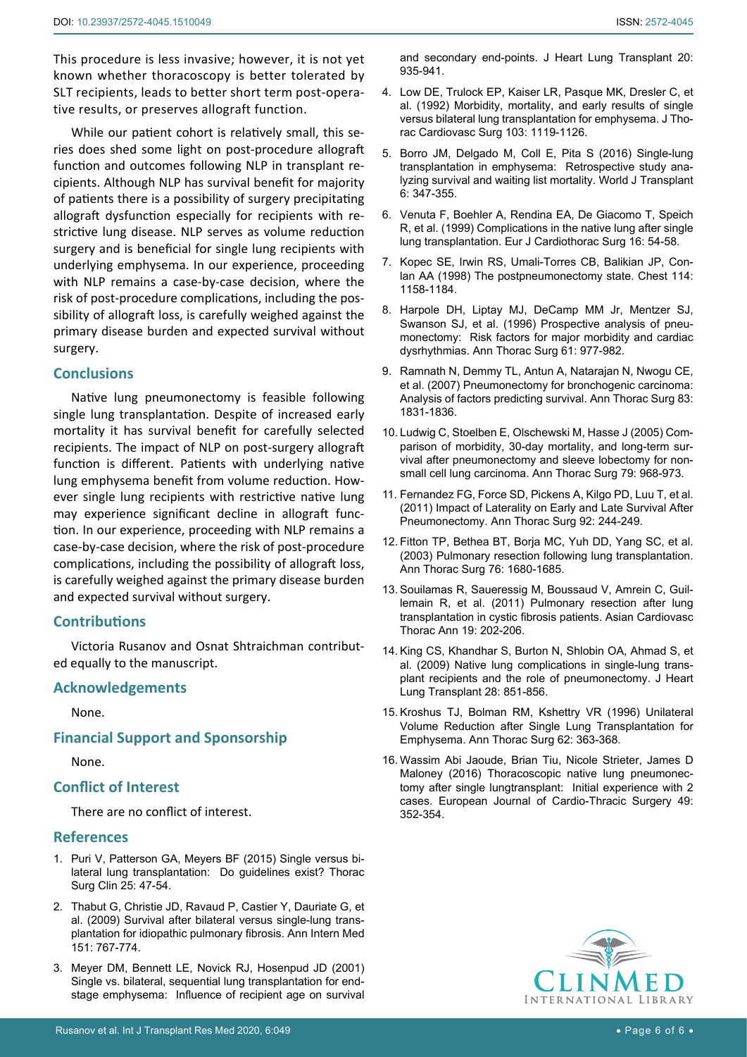This procedure is less invasive; however, it is not yet known whether thoracoscopy is better tolerated by SLT recipients, leads to better short term post-operative results, or preserves allograft function.

While our patient cohort is relatively small, this series does shed some light on post-procedure allograft function and outcomes following NLP in transplant recipients. Although NLP has survival benefit for majority of patients there is a possibility of surgery precipitating allograft dysfunction especially for recipients with restrictive lung disease. NLP serves as volume reduction surgery and is beneficial for single lung recipients with underlying emphysema. In our experience, proceeding with NLP remains a case-by-case decision, where the risk of post-procedure complications, including the possibility of allograft loss, is carefully weighed against the primary disease burden and expected survival without surgery.

## Conclusions

Native lung pneumonectomy is feasible following single lung transplantation. Despite of increased early mortality it has survival benefit for carefully selected recipients. The impact of NLP on post-surgery allograft function is different. Patients with underlying native lung emphysema benefit from volume reduction. However single lung recipients with restrictive native lung may experience significant decline in allograft function. In our experience, proceeding with NLP remains a case-by-case decision, where the risk of post-procedure complications, including the possibility of allograft loss, is carefully weighed against the primary disease burden and expected survival without surgery.

## Contributions

Victoria Rusanov and Osnat Shtraichman contributed equally to the manuscript.

## Acknowledgements

None.

## Financial Support and Sponsorship

None.

## Conflict of Interest

There are no conflict of interest.

## References

1. Puri V, Patterson GA, Meyers BF (2015) Single versus bilateral lung transplantation: Do guidelines exist? Thorac Surg Clin 25: 47-54.
2. Thabut G, Christie JD, Ravaud P, Castier Y, Dauriate G, et al. (2009) Survival after bilateral versus single-lung transplantation for idiopathic pulmonary fibrosis. Ann Intern Med 151: 767-774.
3. Meyer DM, Bennett LE, Novick RJ, Hosenpud JD (2001) Single vs. bilateral, sequential lung transplantation for end-stage emphysema: Influence of recipient age on survival and secondary end-points. J Heart Lung Transplant 20: 935-941.
4. Low DE, Trulock EP, Kaiser LR, Pasque MK, Dresler C, et al. (1992) Morbidity, mortality, and early results of single versus bilateral lung transplantation for emphysema. J Thorac Cardiovasc Surg 103: 1119-1126.
5. Borro JM, Delgado M, Coll E, Pita S (2016) Single-lung transplantation in emphysema: Retrospective study analyzing survival and waiting list mortality. World J Transplant 6: 347-355.
6. Venuta F, Boehler A, Rendina EA, De Giacomo T, Speich R, et al. (1999) Complications in the native lung after single lung transplantation. Eur J Cardiothorac Surg 16: 54-58.
7. Kopec SE, Irwin RS, Umali-Torres CB, Balikian JP, Conlan AA (1998) The postpneumonectomy state. Chest 114: 1158-1184.
8. Harpole DH, Liptay MJ, DeCamp MM Jr, Mentzer SJ, Swanson SJ, et al. (1996) Prospective analysis of pneumonectomy: Risk factors for major morbidity and cardiac dysrhythmias. Ann Thorac Surg 61: 977-982.
9. Ramnath N, Demmy TL, Antun A, Natarajan N, Nwogu CE, et al. (2007) Pneumonectomy for bronchogenic carcinoma: Analysis of factors predicting survival. Ann Thorac Surg 83: 1831-1836.
10. Ludwig C, Stoelben E, Olschewski M, Hasse J (2005) Comparison of morbidity, 30-day mortality, and long-term survival after pneumonectomy and sleeve lobectomy for non-small cell lung carcinoma. Ann Thorac Surg 79: 968-973.
11. Fernandez FG, Force SD, Pickens A, Kilgo PD, Luu T, et al. (2011) Impact of Laterality on Early and Late Survival After Pneumonectomy. Ann Thorac Surg 92: 244-249.
12. Fitton TP, Bethea BT, Borja MC, Yuh DD, Yang SC, et al. (2003) Pulmonary resection following lung transplantation. Ann Thorac Surg 76: 1680-1685.
13. Souilamas R, Saueressig M, Boussaud V, Amrein C, Guillemain R, et al. (2011) Pulmonary resection after lung transplantation in cystic fibrosis patients. Asian Cardiovasc Thorac Ann 19: 202-206.
14. King CS, Khandhar S, Burton N, Shlobin OA, Ahmad S, et al. (2009) Native lung complications in single-lung transplant recipients and the role of pneumonectomy. J Heart Lung Transplant 28: 851-856.
15. Kroshus TJ, Bolman RM, Kshettry VR (1996) Unilateral Volume Reduction after Single Lung Transplantation for Emphysema. Ann Thorac Surg 62: 363-368.
16. Wassim Abi Jaoude, Brian Tiu, Nicole Strieter, James D Maloney (2016) Thoracoscopic native lung pneumonectomy after single lungtransplant: Initial experience with 2 cases. European Journal of Cardio-Thracic Surgery 49: 352-354.